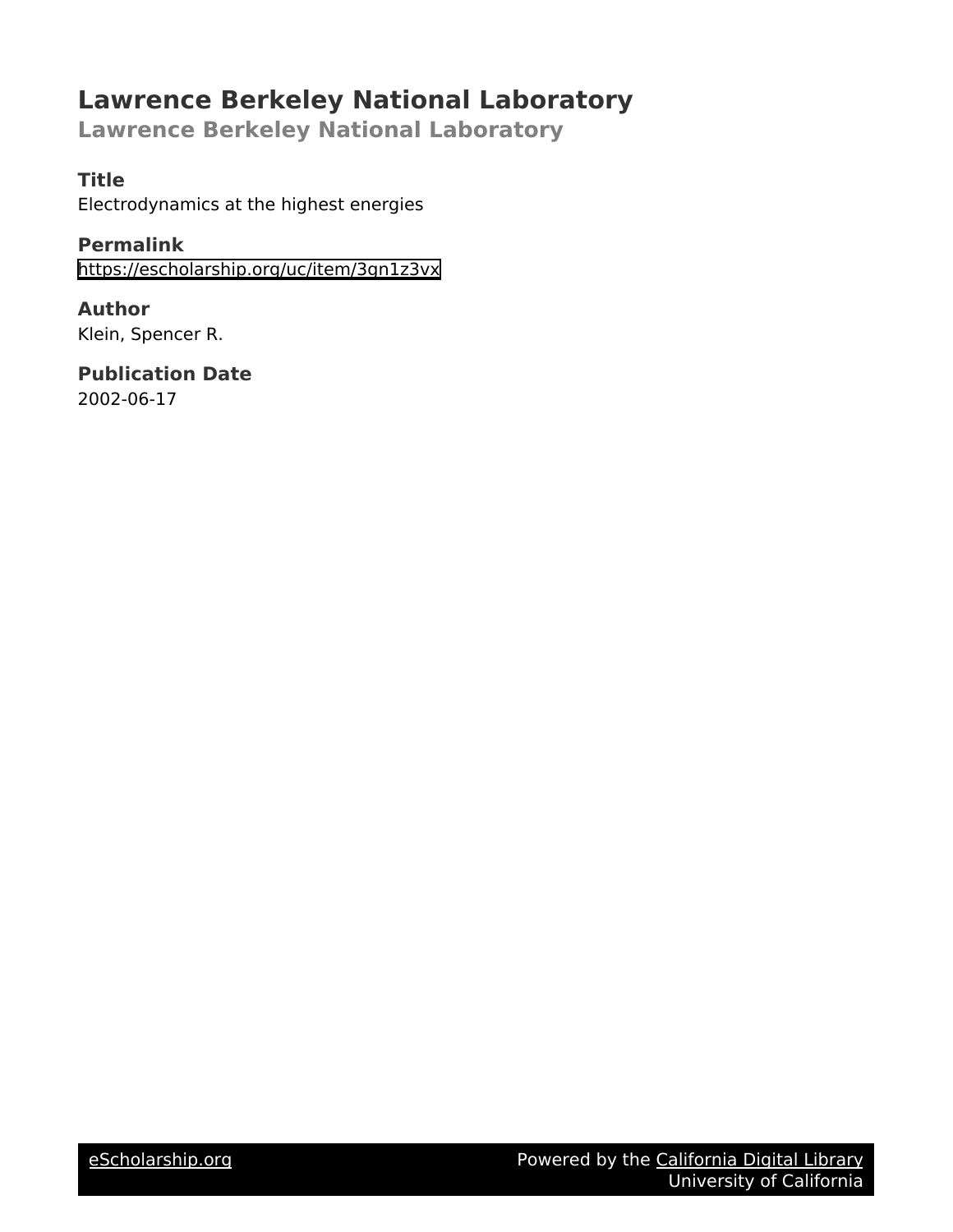# Lawrence Berkeley National Laboratory

## Lawrence Berkeley National Laboratory

### Title
Electrodynamics at the highest energies

### Permalink
https://escholarship.org/uc/item/3gn1z3vx

### Author
Klein, Spencer R.

### Publication Date
2002-06-17

eScholarship.org Powered by the California Digital Library University of California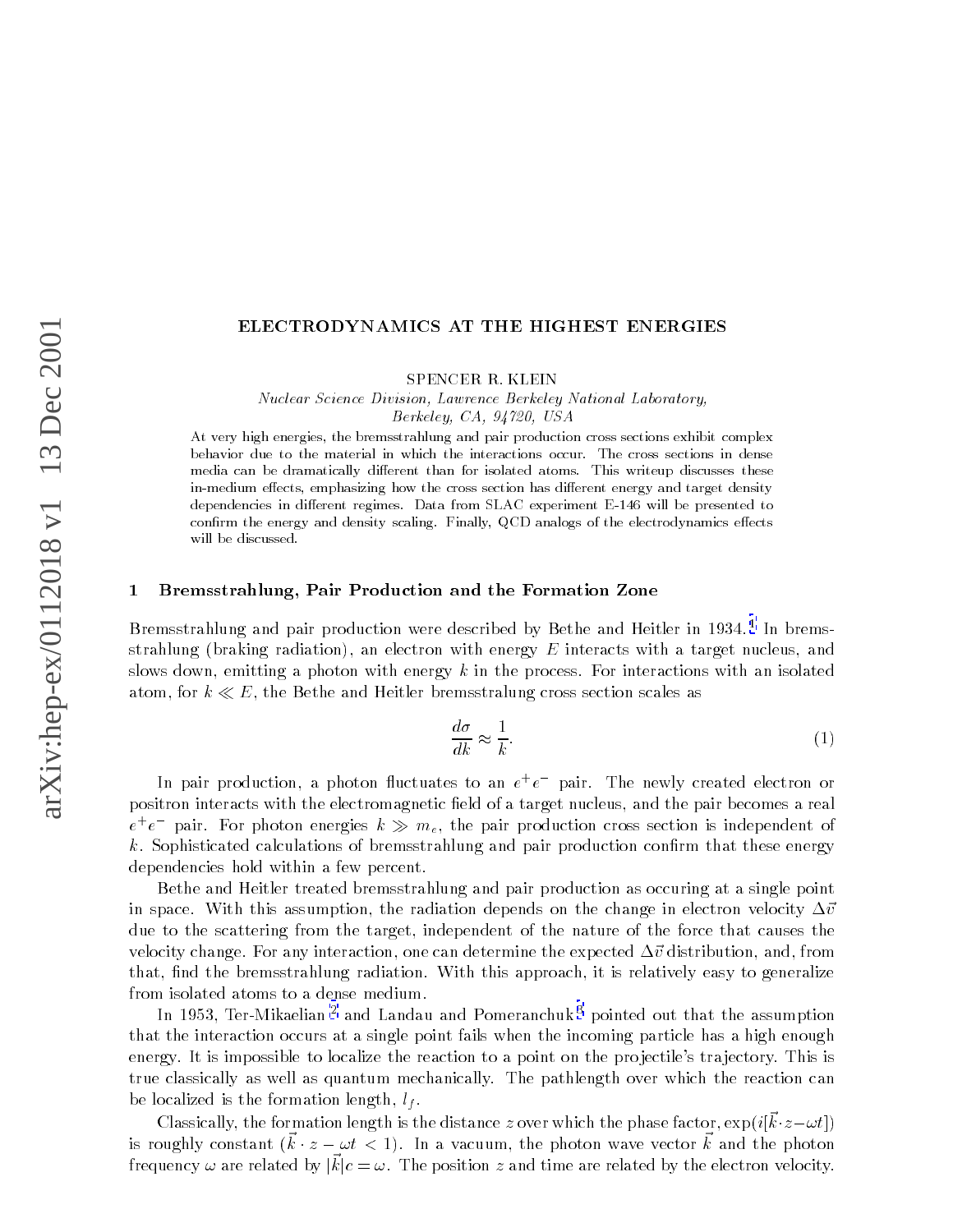# ELECTRODYNAMICS AT THE HIGHEST ENERGIES

SPENCER R. KLEIN

*Nuclear Science Division, Lawrence Berkeley National Laboratory, Berkeley, CA, 94720, USA*

At very high energies, the bremsstrahlung and pair production cross sections exhibit complex behavior due to the material in which the interactions occur. The cross sections in dense media can be dramatically different than for isolated atoms. This writeup discusses these in-medium effects, emphasizing how the cross section has different energy and target density dependencies in different regimes. Data from SLAC experiment E-146 will be presented to confirm the energy and density scaling. Finally, QCD analogs of the electrodynamics effects will be discussed.

## 1 Bremsstrahlung, Pair Production and the Formation Zone

Bremsstrahlung and pair production were described by Bethe and Heitler in 1934.[1] In bremsstrahlung (braking radiation), an electron with energy $E$ interacts with a target nucleus, and slows down, emitting a photon with energy $k$ in the process. For interactions with an isolated atom, for $k \ll E$, the Bethe and Heitler bremsstralung cross section scales as

$$\frac{d\sigma}{dk} \approx \frac{1}{k}. \tag{1}$$

In pair production, a photon fluctuates to an $e^+e^-$ pair. The newly created electron or positron interacts with the electromagnetic field of a target nucleus, and the pair becomes a real $e^+e^-$ pair. For photon energies $k \gg m_e$, the pair production cross section is independent of $k$. Sophisticated calculations of bremsstrahlung and pair production confirm that these energy dependencies hold within a few percent.

Bethe and Heitler treated bremsstrahlung and pair production as occuring at a single point in space. With this assumption, the radiation depends on the change in electron velocity $\Delta\vec{v}$ due to the scattering from the target, independent of the nature of the force that causes the velocity change. For any interaction, one can determine the expected $\Delta\vec{v}$ distribution, and, from that, find the bremsstrahlung radiation. With this approach, it is relatively easy to generalize from isolated atoms to a dense medium.

In 1953, Ter-Mikaelian [2] and Landau and Pomeranchuk [3] pointed out that the assumption that the interaction occurs at a single point fails when the incoming particle has a high enough energy. It is impossible to localize the reaction to a point on the projectile's trajectory. This is true classically as well as quantum mechanically. The pathlength over which the reaction can be localized is the formation length, $l_f$.

Classically, the formation length is the distance $z$ over which the phase factor, $\exp(i[\vec{k}\cdot z - \omega t])$ is roughly constant ($\vec{k}\cdot z - \omega t < 1$). In a vacuum, the photon wave vector $\vec{k}$ and the photon frequency $\omega$ are related by $|\vec{k}|c = \omega$. The position $z$ and time are related by the electron velocity.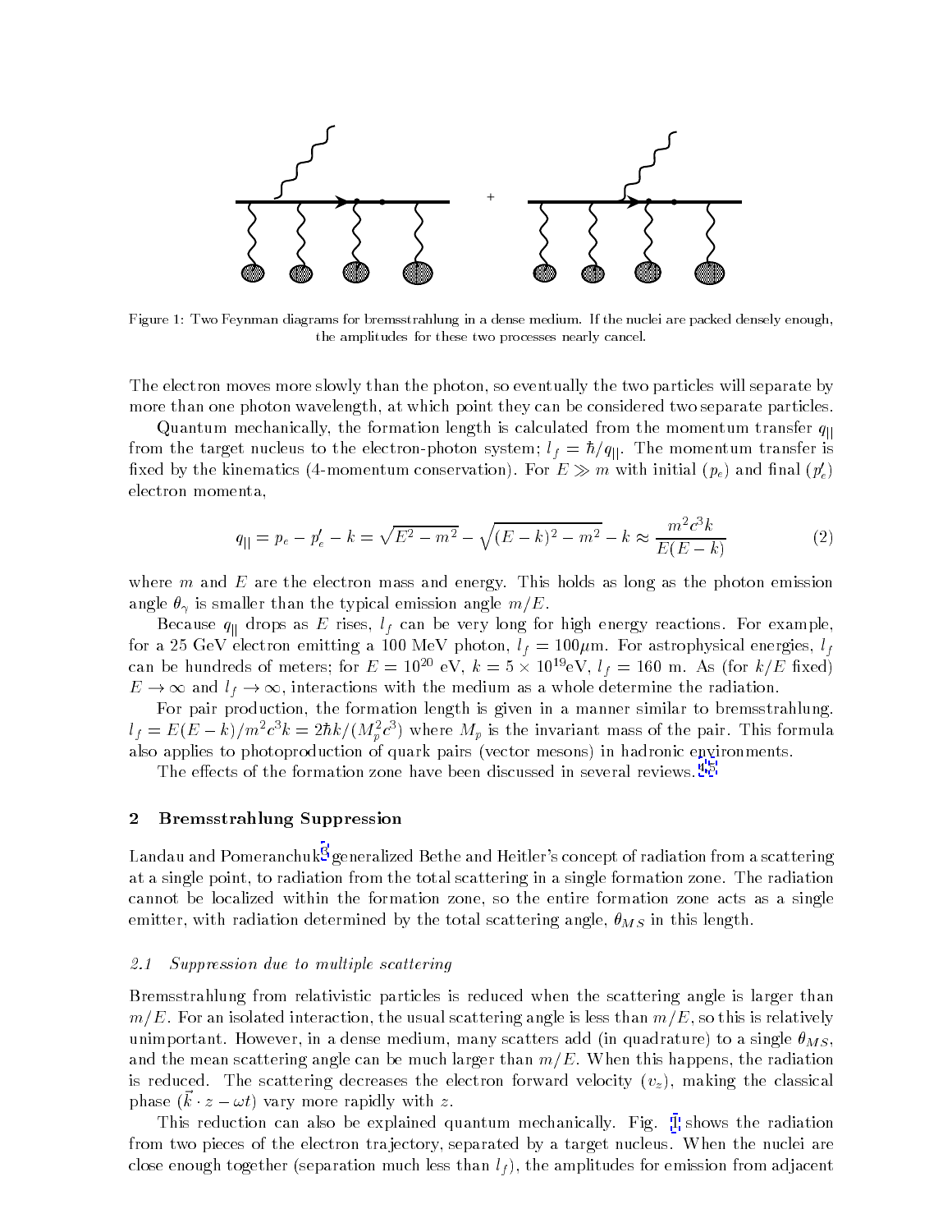Figure 1: Two Feynman diagrams for bremsstrahlung in a dense medium. If the nuclei are packed densely enough, the amplitudes for these two processes nearly cancel.

The electron moves more slowly than the photon, so eventually the two particles will separate by more than one photon wavelength, at which point they can be considered two separate particles.

Quantum mechanically, the formation length is calculated from the momentum transfer $q_{||}$ from the target nucleus to the electron-photon system; $l_f = \hbar/q_{||}$. The momentum transfer is fixed by the kinematics (4-momentum conservation). For $E \gg m$ with initial ($p_e$) and final ($p_e'$) electron momenta,

$$q_{||} = p_e - p_e' - k = \sqrt{E^2 - m^2} - \sqrt{(E-k)^2 - m^2} - k \approx \frac{m^2 c^3 k}{E(E-k)} \tag{2}$$

where $m$ and $E$ are the electron mass and energy. This holds as long as the photon emission angle $\theta_\gamma$ is smaller than the typical emission angle $m/E$.

Because $q_{||}$ drops as $E$ rises, $l_f$ can be very long for high energy reactions. For example, for a 25 GeV electron emitting a 100 MeV photon, $l_f = 100\mu$m. For astrophysical energies, $l_f$ can be hundreds of meters; for $E = 10^{20}$ eV, $k = 5 \times 10^{19}$eV, $l_f = 160$ m. As (for $k/E$ fixed) $E \rightarrow \infty$ and $l_f \rightarrow \infty$, interactions with the medium as a whole determine the radiation.

For pair production, the formation length is given in a manner similar to bremsstrahlung. $l_f = E(E-k)/m^2c^3k = 2\hbar k/(M_p^2 c^3)$ where $M_p$ is the invariant mass of the pair. This formula also applies to photoproduction of quark pairs (vector mesons) in hadronic environments.

The effects of the formation zone have been discussed in several reviews.[4,5]

## 2 Bremsstrahlung Suppression

Landau and Pomeranchuk[3] generalized Bethe and Heitler's concept of radiation from a scattering at a single point, to radiation from the total scattering in a single formation zone. The radiation cannot be localized within the formation zone, so the entire formation zone acts as a single emitter, with radiation determined by the total scattering angle, $\theta_{MS}$ in this length.

### *2.1 Suppression due to multiple scattering*

Bremsstrahlung from relativistic particles is reduced when the scattering angle is larger than $m/E$. For an isolated interaction, the usual scattering angle is less than $m/E$, so this is relatively unimportant. However, in a dense medium, many scatters add (in quadrature) to a single $\theta_{MS}$, and the mean scattering angle can be much larger than $m/E$. When this happens, the radiation is reduced. The scattering decreases the electron forward velocity ($v_z$), making the classical phase ($\vec{k} \cdot z - \omega t$) vary more rapidly with $z$.

This reduction can also be explained quantum mechanically. Fig. 1 shows the radiation from two pieces of the electron trajectory, separated by a target nucleus. When the nuclei are close enough together (separation much less than $l_f$), the amplitudes for emission from adjacent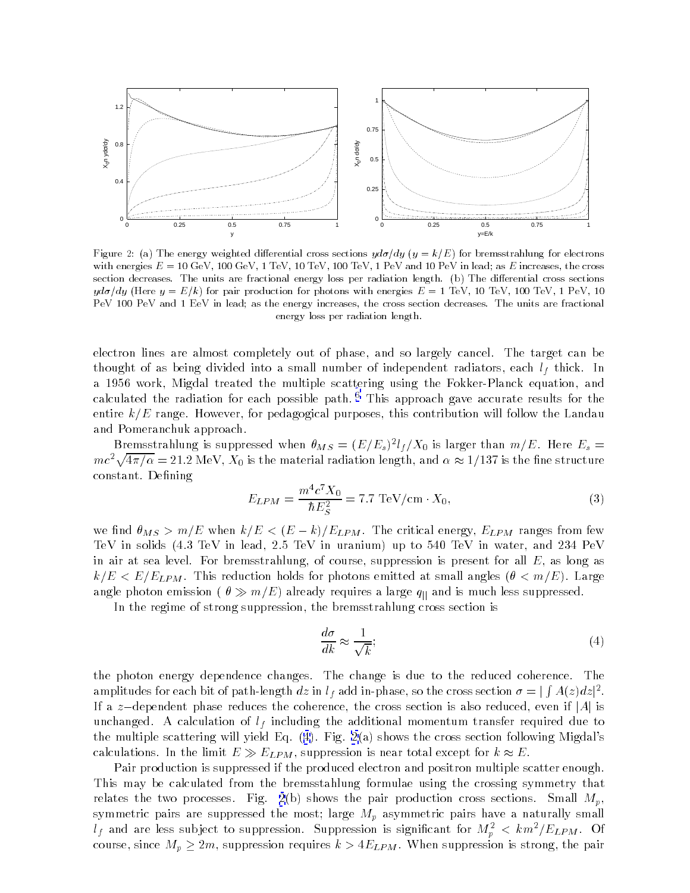Figure 2: (a) The energy weighted differential cross sections $yd\sigma/dy$ ($y = k/E$) for bremsstrahlung for electrons with energies $E = 10$ GeV, 100 GeV, 1 TeV, 10 TeV, 100 TeV, 1 PeV and 10 PeV in lead; as $E$ increases, the cross section decreases. The units are fractional energy loss per radiation length. (b) The differential cross sections $yd\sigma/dy$ (Here $y = E/k$) for pair production for photons with energies $E = 1$ TeV, 10 TeV, 100 TeV, 1 PeV, 10 PeV 100 PeV and 1 EeV in lead; as the energy increases, the cross section decreases. The units are fractional energy loss per radiation length.

electron lines are almost completely out of phase, and so largely cancel. The target can be thought of as being divided into a small number of independent radiators, each $l_f$ thick. In a 1956 work, Migdal treated the multiple scattering using the Fokker-Planck equation, and calculated the radiation for each possible path.[6] This approach gave accurate results for the entire $k/E$ range. However, for pedagogical purposes, this contribution will follow the Landau and Pomeranchuk approach.

Bremsstrahlung is suppressed when $\theta_{MS} = (E/E_s)^2 l_f/X_0$ is larger than $m/E$. Here $E_s = mc^2\sqrt{4\pi/\alpha} = 21.2$ MeV, $X_0$ is the material radiation length, and $\alpha \approx 1/137$ is the fine structure constant. Defining

$$E_{LPM} = \frac{m^4c^7X_0}{\hbar E_S^2} = 7.7 \text{ TeV/cm} \cdot X_0, \tag{3}$$

we find $\theta_{MS} > m/E$ when $k/E < (E-k)/E_{LPM}$. The critical energy, $E_{LPM}$ ranges from few TeV in solids (4.3 TeV in lead, 2.5 TeV in uranium) up to 540 TeV in water, and 234 PeV in air at sea level. For bremsstrahlung, of course, suppression is present for all $E$, as long as $k/E < E/E_{LPM}$. This reduction holds for photons emitted at small angles ($\theta < m/E$). Large angle photon emission ( $\theta \gg m/E$) already requires a large $q_{||}$ and is much less suppressed.

In the regime of strong suppression, the bremsstrahlung cross section is

$$\frac{d\sigma}{dk} \approx \frac{1}{\sqrt{k}}; \tag{4}$$

the photon energy dependence changes. The change is due to the reduced coherence. The amplitudes for each bit of path-length $dz$ in $l_f$ add in-phase, so the cross section $\sigma = |\int A(z)dz|^2$. If a $z-$dependent phase reduces the coherence, the cross section is also reduced, even if $|A|$ is unchanged. A calculation of $l_f$ including the additional momentum transfer required due to the multiple scattering will yield Eq. (4). Fig. 2(a) shows the cross section following Migdal's calculations. In the limit $E \gg E_{LPM}$, suppression is near total except for $k \approx E$.

Pair production is suppressed if the produced electron and positron multiple scatter enough. This may be calculated from the bremsstahlung formulae using the crossing symmetry that relates the two processes. Fig. 2(b) shows the pair production cross sections. Small $M_p$, symmetric pairs are suppressed the most; large $M_p$ asymmetric pairs have a naturally small $l_f$ and are less subject to suppression. Suppression is significant for $M_p^2 < km^2/E_{LPM}$. Of course, since $M_p \geq 2m$, suppression requires $k > 4E_{LPM}$. When suppression is strong, the pair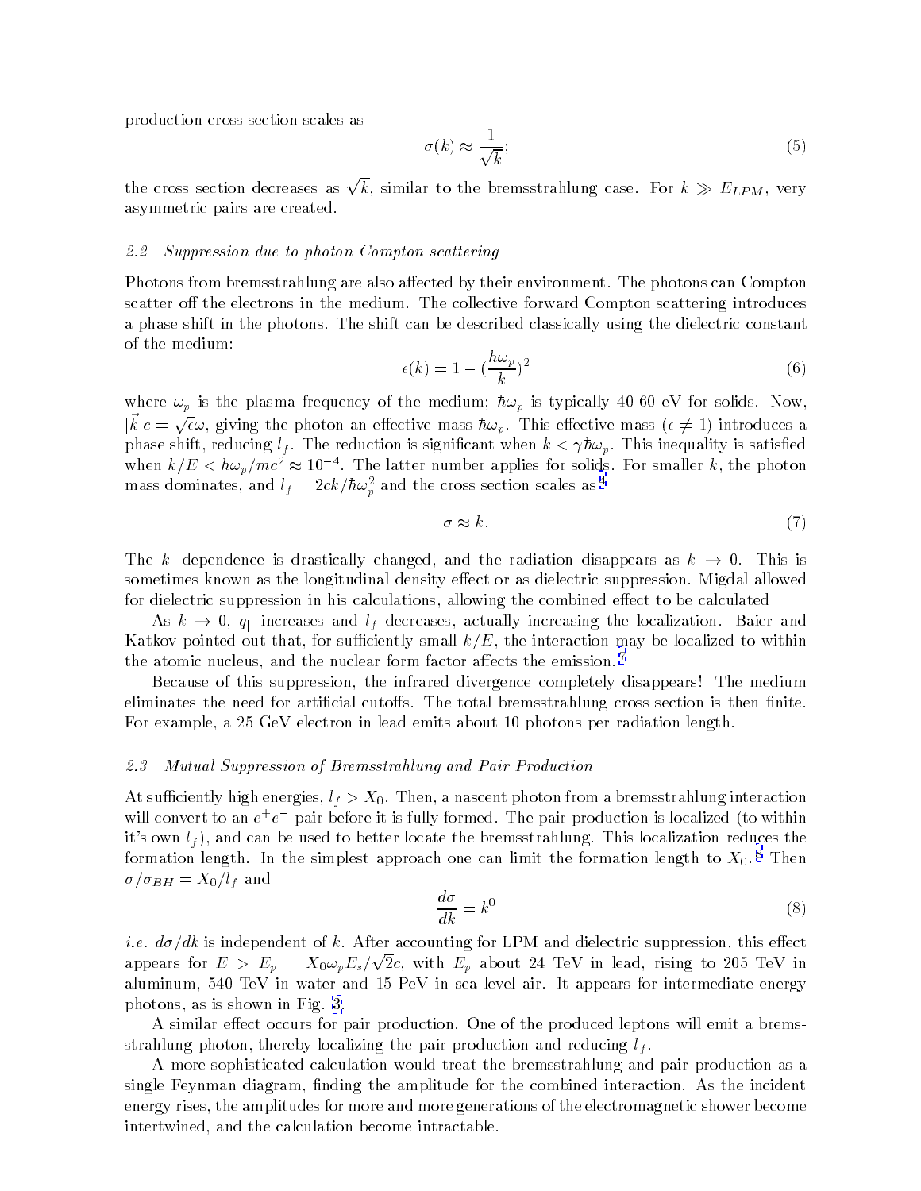production cross section scales as

$$\sigma(k) \approx \frac{1}{\sqrt{k}}; \tag{5}$$

the cross section decreases as $\sqrt{k}$, similar to the bremsstrahlung case. For $k \gg E_{LPM}$, very asymmetric pairs are created.

### 2.2 Suppression due to photon Compton scattering

Photons from bremsstrahlung are also affected by their environment. The photons can Compton scatter off the electrons in the medium. The collective forward Compton scattering introduces a phase shift in the photons. The shift can be described classically using the dielectric constant of the medium:

$$\epsilon(k) = 1 - (\frac{\hbar\omega_p}{k})^2 \tag{6}$$

where $\omega_p$ is the plasma frequency of the medium; $\hbar\omega_p$ is typically 40-60 eV for solids. Now, $|\vec{k}|c = \sqrt{\epsilon}\omega$, giving the photon an effective mass $\hbar\omega_p$. This effective mass ($\epsilon \neq 1$) introduces a phase shift, reducing $l_f$. The reduction is significant when $k < \gamma\hbar\omega_p$. This inequality is satisfied when $k/E < \hbar\omega_p/mc^2 \approx 10^{-4}$. The latter number applies for solids. For smaller $k$, the photon mass dominates, and $l_f = 2ck/\hbar\omega_p^2$ and the cross section scales as [4]

$$\sigma \approx k. \tag{7}$$

The $k-$dependence is drastically changed, and the radiation disappears as $k \to 0$. This is sometimes known as the longitudinal density effect or as dielectric suppression. Migdal allowed for dielectric suppression in his calculations, allowing the combined effect to be calculated

As $k \to 0$, $q_{||}$ increases and $l_f$ decreases, actually increasing the localization. Baier and Katkov pointed out that, for sufficiently small $k/E$, the interaction may be localized to within the atomic nucleus, and the nuclear form factor affects the emission. [7]

Because of this suppression, the infrared divergence completely disappears! The medium eliminates the need for artificial cutoffs. The total bremsstrahlung cross section is then finite. For example, a 25 GeV electron in lead emits about 10 photons per radiation length.

### 2.3 Mutual Suppression of Bremsstrahlung and Pair Production

At sufficiently high energies, $l_f > X_0$. Then, a nascent photon from a bremsstrahlung interaction will convert to an $e^+e^-$ pair before it is fully formed. The pair production is localized (to within it's own $l_f$), and can be used to better locate the bremsstrahlung. This localization reduces the formation length. In the simplest approach one can limit the formation length to $X_0$. [8] Then $\sigma/\sigma_{BH} = X_0/l_f$ and

$$\frac{d\sigma}{dk} = k^0 \tag{8}$$

*i.e.* $d\sigma/dk$ is independent of $k$. After accounting for LPM and dielectric suppression, this effect appears for $E > E_p = X_0\omega_p E_s/\sqrt{2}c$, with $E_p$ about 24 TeV in lead, rising to 205 TeV in aluminum, 540 TeV in water and 15 PeV in sea level air. It appears for intermediate energy photons, as is shown in Fig. 3.

A similar effect occurs for pair production. One of the produced leptons will emit a bremsstrahlung photon, thereby localizing the pair production and reducing $l_f$.

A more sophisticated calculation would treat the bremsstrahlung and pair production as a single Feynman diagram, finding the amplitude for the combined interaction. As the incident energy rises, the amplitudes for more and more generations of the electromagnetic shower become intertwined, and the calculation become intractable.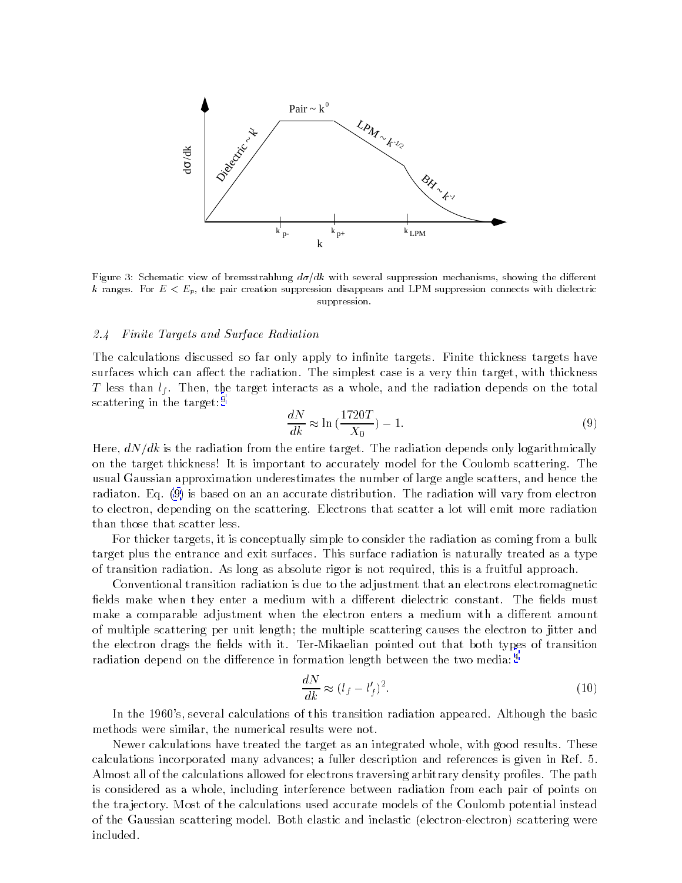Figure 3: Schematic view of bremsstrahlung $d\sigma/dk$ with several suppression mechanisms, showing the different $k$ ranges. For $E < E_p$, the pair creation suppression disappears and LPM suppression connects with dielectric suppression.

### 2.4 Finite Targets and Surface Radiation

The calculations discussed so far only apply to infinite targets. Finite thickness targets have surfaces which can affect the radiation. The simplest case is a very thin target, with thickness $T$ less than $l_f$. Then, the target interacts as a whole, and the radiation depends on the total scattering in the target:[9]

$$\frac{dN}{dk} \approx \ln\left(\frac{1720T}{X_0}\right) - 1. \tag{9}$$

Here, $dN/dk$ is the radiation from the entire target. The radiation depends only logarithmically on the target thickness! It is important to accurately model for the Coulomb scattering. The usual Gaussian approximation underestimates the number of large angle scatters, and hence the radiaton. Eq. (9) is based on an an accurate distribution. The radiation will vary from electron to electron, depending on the scattering. Electrons that scatter a lot will emit more radiation than those that scatter less.

For thicker targets, it is conceptually simple to consider the radiation as coming from a bulk target plus the entrance and exit surfaces. This surface radiation is naturally treated as a type of transition radiation. As long as absolute rigor is not required, this is a fruitful approach.

Conventional transition radiation is due to the adjustment that an electrons electromagnetic fields make when they enter a medium with a different dielectric constant. The fields must make a comparable adjustment when the electron enters a medium with a different amount of multiple scattering per unit length; the multiple scattering causes the electron to jitter and the electron drags the fields with it. Ter-Mikaelian pointed out that both types of transition radiation depend on the difference in formation length between the two media:[4]

$$\frac{dN}{dk} \approx (l_f - l_f')^2. \tag{10}$$

In the 1960's, several calculations of this transition radiation appeared. Although the basic methods were similar, the numerical results were not.

Newer calculations have treated the target as an integrated whole, with good results. These calculations incorporated many advances; a fuller description and references is given in Ref. 5. Almost all of the calculations allowed for electrons traversing arbitrary density profiles. The path is considered as a whole, including interference between radiation from each pair of points on the trajectory. Most of the calculations used accurate models of the Coulomb potential instead of the Gaussian scattering model. Both elastic and inelastic (electron-electron) scattering were included.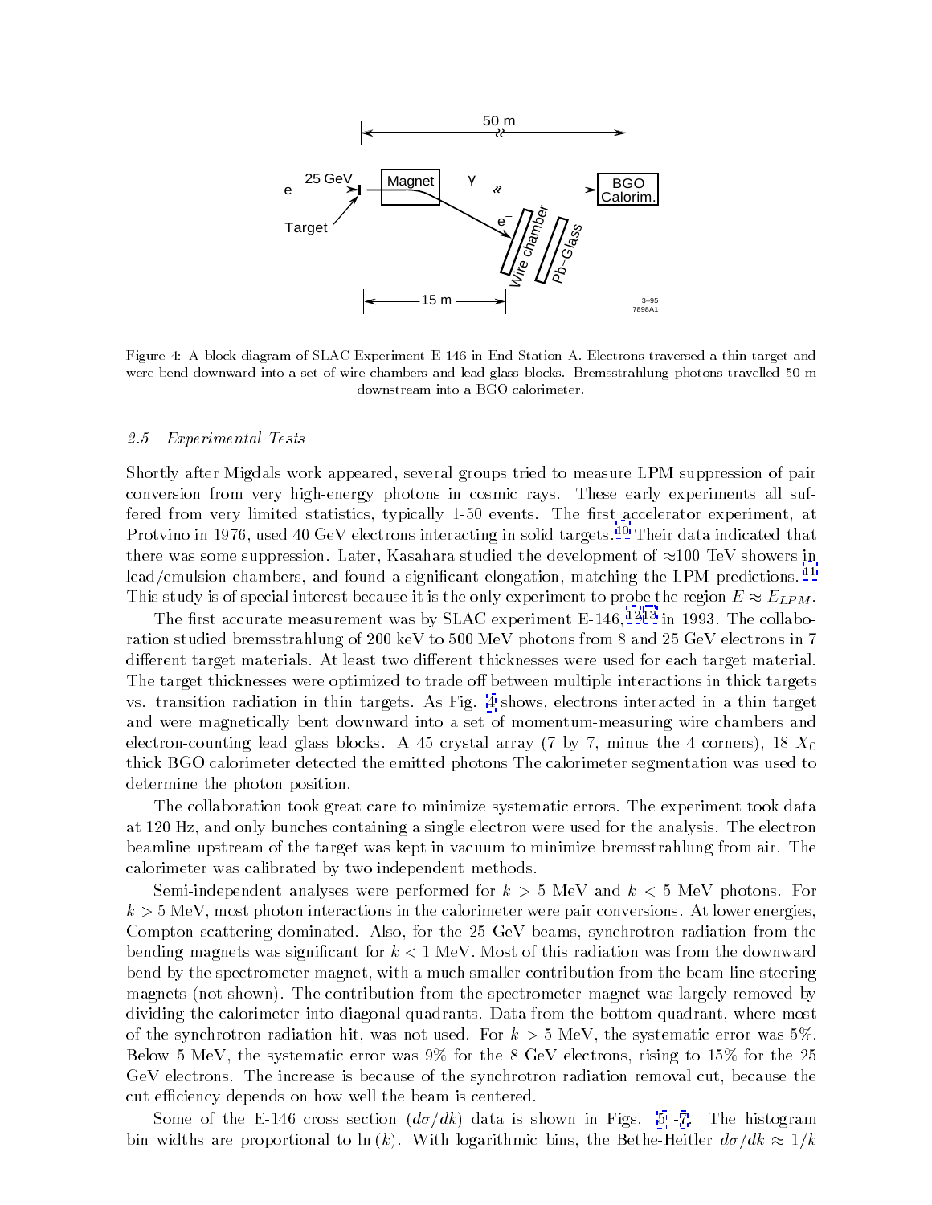Figure 4: A block diagram of SLAC Experiment E-146 in End Station A. Electrons traversed a thin target and were bend downward into a set of wire chambers and lead glass blocks. Bremsstrahlung photons travelled 50 m downstream into a BGO calorimeter.

### 2.5 *Experimental Tests*

Shortly after Migdals work appeared, several groups tried to measure LPM suppression of pair conversion from very high-energy photons in cosmic rays. These early experiments all suffered from very limited statistics, typically 1-50 events. The first accelerator experiment, at Protvino in 1976, used 40 GeV electrons interacting in solid targets.[10] Their data indicated that there was some suppression. Later, Kasahara studied the development of $\approx$100 TeV showers in lead/emulsion chambers, and found a significant elongation, matching the LPM predictions.[11] This study is of special interest because it is the only experiment to probe the region $E \approx E_{LPM}$.

The first accurate measurement was by SLAC experiment E-146,[12,13] in 1993. The collaboration studied bremsstrahlung of 200 keV to 500 MeV photons from 8 and 25 GeV electrons in 7 different target materials. At least two different thicknesses were used for each target material. The target thicknesses were optimized to trade off between multiple interactions in thick targets vs. transition radiation in thin targets. As Fig. 4 shows, electrons interacted in a thin target and were magnetically bent downward into a set of momentum-measuring wire chambers and electron-counting lead glass blocks. A 45 crystal array (7 by 7, minus the 4 corners), 18 $X_0$ thick BGO calorimeter detected the emitted photons The calorimeter segmentation was used to determine the photon position.

The collaboration took great care to minimize systematic errors. The experiment took data at 120 Hz, and only bunches containing a single electron were used for the analysis. The electron beamline upstream of the target was kept in vacuum to minimize bremsstrahlung from air. The calorimeter was calibrated by two independent methods.

Semi-independent analyses were performed for $k > 5$ MeV and $k < 5$ MeV photons. For $k > 5$ MeV, most photon interactions in the calorimeter were pair conversions. At lower energies, Compton scattering dominated. Also, for the 25 GeV beams, synchrotron radiation from the bending magnets was significant for $k < 1$ MeV. Most of this radiation was from the downward bend by the spectrometer magnet, with a much smaller contribution from the beam-line steering magnets (not shown). The contribution from the spectrometer magnet was largely removed by dividing the calorimeter into diagonal quadrants. Data from the bottom quadrant, where most of the synchrotron radiation hit, was not used. For $k > 5$ MeV, the systematic error was 5%. Below 5 MeV, the systematic error was 9% for the 8 GeV electrons, rising to 15% for the 25 GeV electrons. The increase is because of the synchrotron radiation removal cut, because the cut efficiency depends on how well the beam is centered.

Some of the E-146 cross section ($d\sigma/dk$) data is shown in Figs. 5 -7. The histogram bin widths are proportional to $\ln(k)$. With logarithmic bins, the Bethe-Heitler $d\sigma/dk \approx 1/k$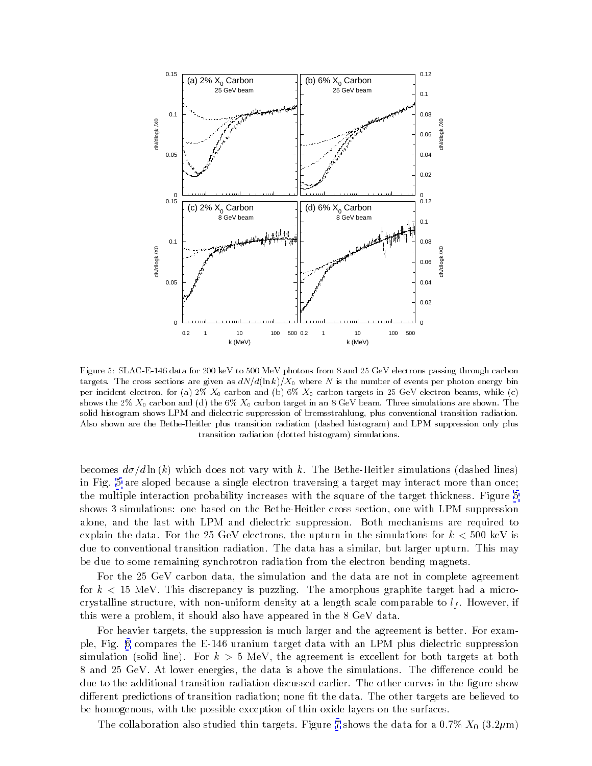Figure 5: SLAC-E-146 data for 200 keV to 500 MeV photons from 8 and 25 GeV electrons passing through carbon targets. The cross sections are given as $dN/d(\ln k)/X_0$ where $N$ is the number of events per photon energy bin per incident electron, for (a) 2% $X_0$ carbon and (b) 6% $X_0$ carbon targets in 25 GeV electron beams, while (c) shows the 2% $X_0$ carbon and (d) the 6% $X_0$ carbon target in an 8 GeV beam. Three simulations are shown. The solid histogram shows LPM and dielectric suppression of bremsstrahlung, plus conventional transition radiation. Also shown are the Bethe-Heitler plus transition radiation (dashed histogram) and LPM suppression only plus transition radiation (dotted histogram) simulations.

becomes $d\sigma/d\ln(k)$ which does not vary with $k$. The Bethe-Heitler simulations (dashed lines) in Fig. 5 are sloped because a single electron traversing a target may interact more than once; the multiple interaction probability increases with the square of the target thickness. Figure 5 shows 3 simulations: one based on the Bethe-Heitler cross section, one with LPM suppression alone, and the last with LPM and dielectric suppression. Both mechanisms are required to explain the data. For the 25 GeV electrons, the upturn in the simulations for $k < 500$ keV is due to conventional transition radiation. The data has a similar, but larger upturn. This may be due to some remaining synchrotron radiation from the electron bending magnets.

For the 25 GeV carbon data, the simulation and the data are not in complete agreement for $k < 15$ MeV. This discrepancy is puzzling. The amorphous graphite target had a micro-crystalline structure, with non-uniform density at a length scale comparable to $l_f$. However, if this were a problem, it should also have appeared in the 8 GeV data.

For heavier targets, the suppression is much larger and the agreement is better. For example, Fig. 6 compares the E-146 uranium target data with an LPM plus dielectric suppression simulation (solid line). For $k > 5$ MeV, the agreement is excellent for both targets at both 8 and 25 GeV. At lower energies, the data is above the simulations. The difference could be due to the additional transition radiation discussed earlier. The other curves in the figure show different predictions of transition radiation; none fit the data. The other targets are believed to be homogenous, with the possible exception of thin oxide layers on the surfaces.

The collaboration also studied thin targets. Figure 7 shows the data for a 0.7% $X_0$ ($3.2\mu$m)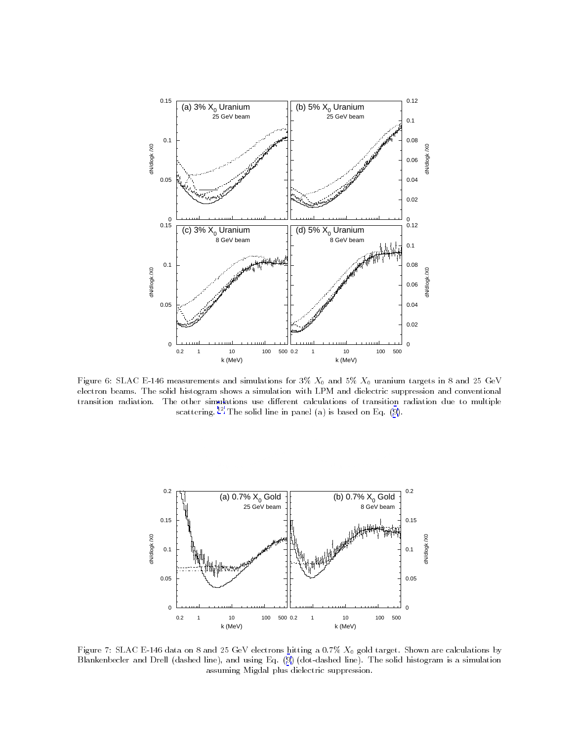Figure 6: SLAC E-146 measurements and simulations for 3% $X_0$ and 5% $X_0$ uranium targets in 8 and 25 GeV electron beams. The solid histogram shows a simulation with LPM and dielectric suppression and conventional transition radiation. The other simulations use different calculations of transition radiation due to multiple scattering.[12] The solid line in panel (a) is based on Eq. (9).

Figure 7: SLAC E-146 data on 8 and 25 GeV electrons hitting a 0.7% $X_0$ gold target. Shown are calculations by Blankenbecler and Drell (dashed line), and using Eq. (9) (dot-dashed line). The solid histogram is a simulation assuming Migdal plus dielectric suppression.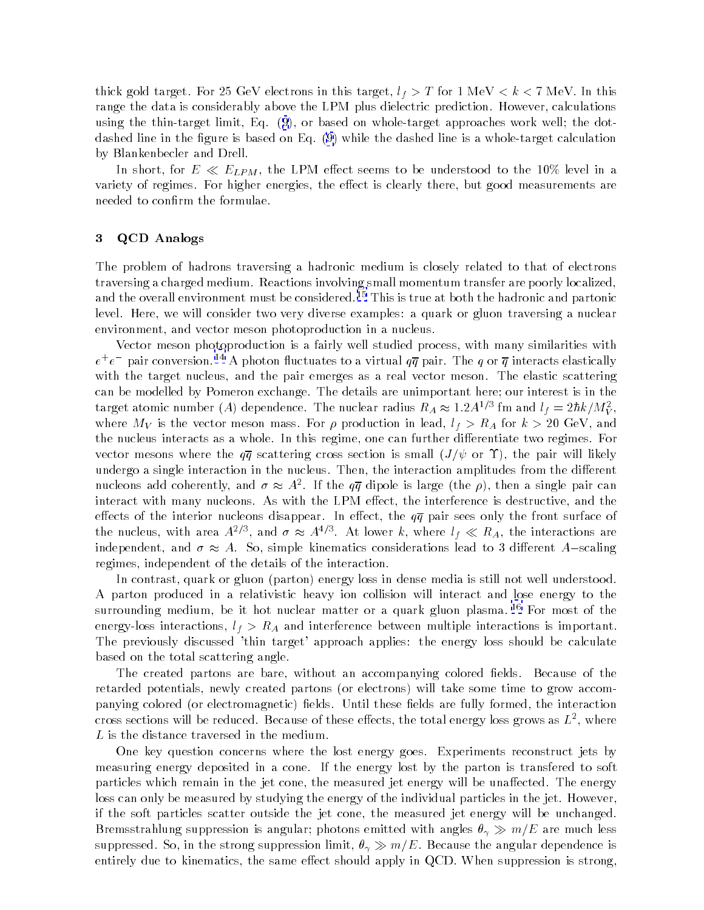thick gold target. For 25 GeV electrons in this target, $l_f > T$ for 1 MeV $< k <$ 7 MeV. In this range the data is considerably above the LPM plus dielectric prediction. However, calculations using the thin-target limit, Eq. (9), or based on whole-target approaches work well; the dot-dashed line in the figure is based on Eq. (9) while the dashed line is a whole-target calculation by Blankenbecler and Drell.

In short, for $E \ll E_{LPM}$, the LPM effect seems to be understood to the 10% level in a variety of regimes. For higher energies, the effect is clearly there, but good measurements are needed to confirm the formulae.

## 3 QCD Analogs

The problem of hadrons traversing a hadronic medium is closely related to that of electrons traversing a charged medium. Reactions involving small momentum transfer are poorly localized, and the overall environment must be considered.[15] This is true at both the hadronic and partonic level. Here, we will consider two very diverse examples: a quark or gluon traversing a nuclear environment, and vector meson photoproduction in a nucleus.

Vector meson photoproduction is a fairly well studied process, with many similarities with $e^+e^-$ pair conversion.[14] A photon fluctuates to a virtual $q\overline{q}$ pair. The $q$ or $\overline{q}$ interacts elastically with the target nucleus, and the pair emerges as a real vector meson. The elastic scattering can be modelled by Pomeron exchange. The details are unimportant here; our interest is in the target atomic number ($A$) dependence. The nuclear radius $R_A \approx 1.2A^{1/3}$ fm and $l_f = 2\hbar k/M_V^2$, where $M_V$ is the vector meson mass. For $\rho$ production in lead, $l_f > R_A$ for $k > 20$ GeV, and the nucleus interacts as a whole. In this regime, one can further differentiate two regimes. For vector mesons where the $q\overline{q}$ scattering cross section is small ($J/\psi$ or $\Upsilon$), the pair will likely undergo a single interaction in the nucleus. Then, the interaction amplitudes from the different nucleons add coherently, and $\sigma \approx A^2$. If the $q\overline{q}$ dipole is large (the $\rho$), then a single pair can interact with many nucleons. As with the LPM effect, the interference is destructive, and the effects of the interior nucleons disappear. In effect, the $q\overline{q}$ pair sees only the front surface of the nucleus, with area $A^{2/3}$, and $\sigma \approx A^{4/3}$. At lower $k$, where $l_f \ll R_A$, the interactions are independent, and $\sigma \approx A$. So, simple kinematics considerations lead to 3 different $A-$scaling regimes, independent of the details of the interaction.

In contrast, quark or gluon (parton) energy loss in dense media is still not well understood. A parton produced in a relativistic heavy ion collision will interact and lose energy to the surrounding medium, be it hot nuclear matter or a quark gluon plasma.[16] For most of the energy-loss interactions, $l_f > R_A$ and interference between multiple interactions is important. The previously discussed 'thin target' approach applies: the energy loss should be calculate based on the total scattering angle.

The created partons are bare, without an accompanying colored fields. Because of the retarded potentials, newly created partons (or electrons) will take some time to grow accompanying colored (or electromagnetic) fields. Until these fields are fully formed, the interaction cross sections will be reduced. Because of these effects, the total energy loss grows as $L^2$, where $L$ is the distance traversed in the medium.

One key question concerns where the lost energy goes. Experiments reconstruct jets by measuring energy deposited in a cone. If the energy lost by the parton is transfered to soft particles which remain in the jet cone, the measured jet energy will be unaffected. The energy loss can only be measured by studying the energy of the individual particles in the jet. However, if the soft particles scatter outside the jet cone, the measured jet energy will be unchanged. Bremsstrahlung suppression is angular; photons emitted with angles $\theta_\gamma \gg m/E$ are much less suppressed. So, in the strong suppression limit, $\theta_\gamma \gg m/E$. Because the angular dependence is entirely due to kinematics, the same effect should apply in QCD. When suppression is strong,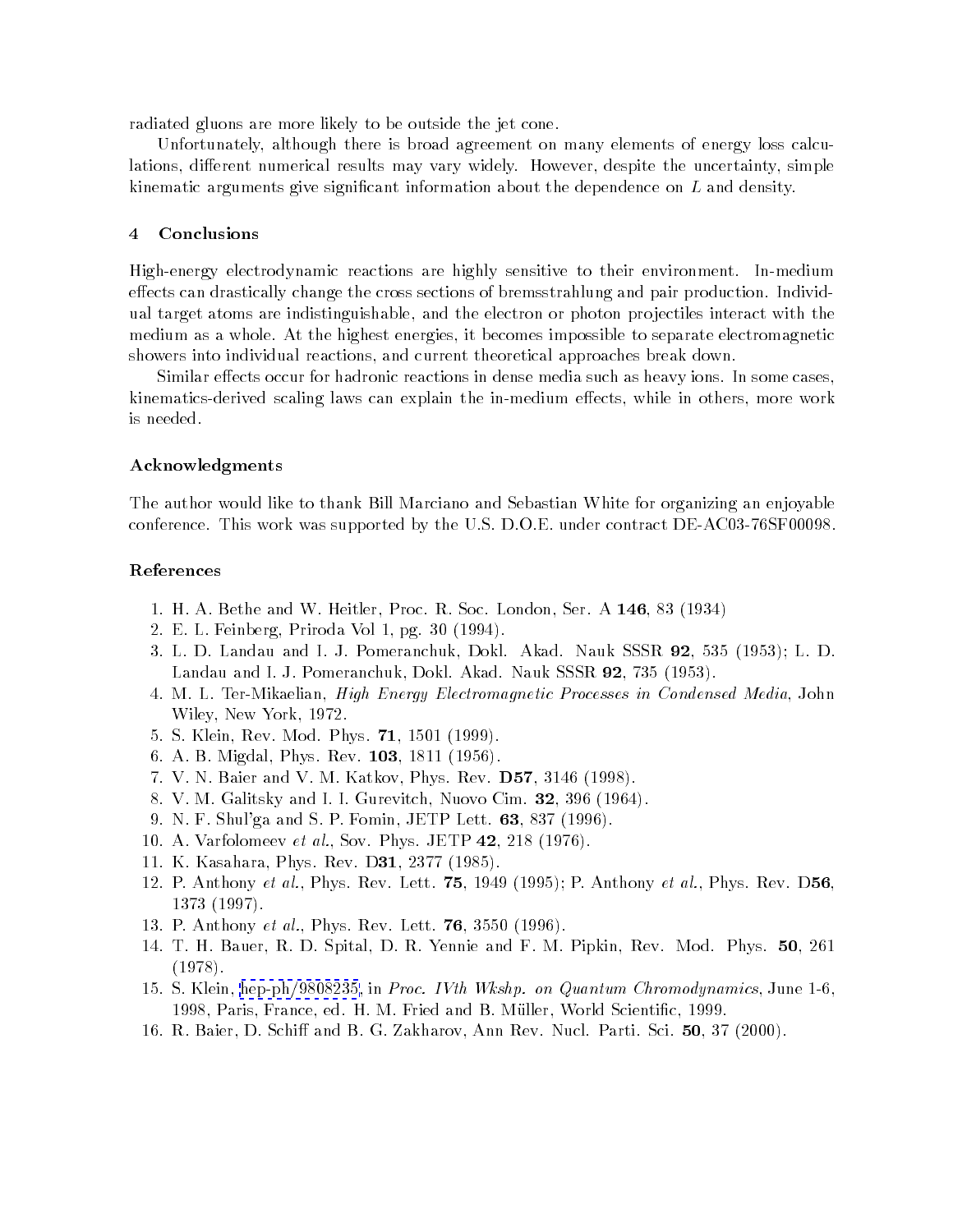radiated gluons are more likely to be outside the jet cone.

Unfortunately, although there is broad agreement on many elements of energy loss calculations, different numerical results may vary widely. However, despite the uncertainty, simple kinematic arguments give significant information about the dependence on $L$ and density.

## 4 Conclusions

High-energy electrodynamic reactions are highly sensitive to their environment. In-medium effects can drastically change the cross sections of bremsstrahlung and pair production. Individual target atoms are indistinguishable, and the electron or photon projectiles interact with the medium as a whole. At the highest energies, it becomes impossible to separate electromagnetic showers into individual reactions, and current theoretical approaches break down.

Similar effects occur for hadronic reactions in dense media such as heavy ions. In some cases, kinematics-derived scaling laws can explain the in-medium effects, while in others, more work is needed.

## Acknowledgments

The author would like to thank Bill Marciano and Sebastian White for organizing an enjoyable conference. This work was supported by the U.S. D.O.E. under contract DE-AC03-76SF00098.

## References

1. H. A. Bethe and W. Heitler, Proc. R. Soc. London, Ser. A **146**, 83 (1934)
2. E. L. Feinberg, Priroda Vol 1, pg. 30 (1994).
3. L. D. Landau and I. J. Pomeranchuk, Dokl. Akad. Nauk SSSR **92**, 535 (1953); L. D. Landau and I. J. Pomeranchuk, Dokl. Akad. Nauk SSSR **92**, 735 (1953).
4. M. L. Ter-Mikaelian, *High Energy Electromagnetic Processes in Condensed Media*, John Wiley, New York, 1972.
5. S. Klein, Rev. Mod. Phys. **71**, 1501 (1999).
6. A. B. Migdal, Phys. Rev. **103**, 1811 (1956).
7. V. N. Baier and V. M. Katkov, Phys. Rev. **D57**, 3146 (1998).
8. V. M. Galitsky and I. I. Gurevitch, Nuovo Cim. **32**, 396 (1964).
9. N. F. Shul'ga and S. P. Fomin, JETP Lett. **63**, 837 (1996).
10. A. Varfolomeev *et al.*, Sov. Phys. JETP **42**, 218 (1976).
11. K. Kasahara, Phys. Rev. D**31**, 2377 (1985).
12. P. Anthony *et al.*, Phys. Rev. Lett. **75**, 1949 (1995); P. Anthony *et al.*, Phys. Rev. D**56**, 1373 (1997).
13. P. Anthony *et al.*, Phys. Rev. Lett. **76**, 3550 (1996).
14. T. H. Bauer, R. D. Spital, D. R. Yennie and F. M. Pipkin, Rev. Mod. Phys. **50**, 261 (1978).
15. S. Klein, hep-ph/9808235, in *Proc. IVth Wkshp. on Quantum Chromodynamics*, June 1-6, 1998, Paris, France, ed. H. M. Fried and B. Müller, World Scientific, 1999.
16. R. Baier, D. Schiff and B. G. Zakharov, Ann Rev. Nucl. Parti. Sci. **50**, 37 (2000).